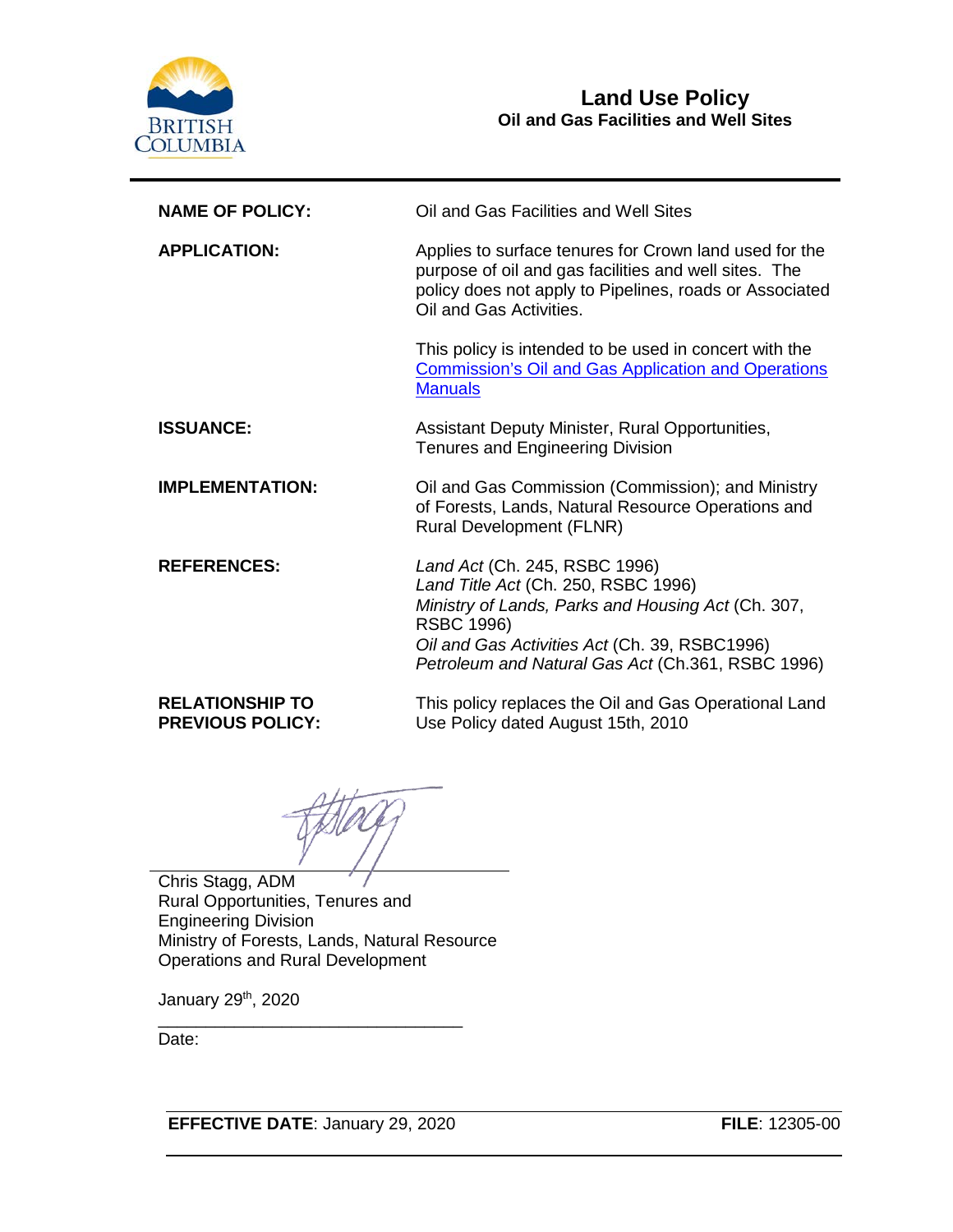# Land Use Policy
## Oil and Gas Facilities and Well Sites

| | |
|---|---|
| **NAME OF POLICY:** | Oil and Gas Facilities and Well Sites |
| **APPLICATION:** | Applies to surface tenures for Crown land used for the purpose of oil and gas facilities and well sites. The policy does not apply to Pipelines, roads or Associated Oil and Gas Activities.<br><br>This policy is intended to be used in concert with the [Commission's Oil and Gas Application and Operations Manuals] |
| **ISSUANCE:** | Assistant Deputy Minister, Rural Opportunities, Tenures and Engineering Division |
| **IMPLEMENTATION:** | Oil and Gas Commission (Commission); and Ministry of Forests, Lands, Natural Resource Operations and Rural Development (FLNR) |
| **REFERENCES:** | *Land Act* (Ch. 245, RSBC 1996)<br>*Land Title Act* (Ch. 250, RSBC 1996)<br>*Ministry of Lands, Parks and Housing Act* (Ch. 307, RSBC 1996)<br>*Oil and Gas Activities Act* (Ch. 39, RSBC1996)<br>*Petroleum and Natural Gas Act* (Ch.361, RSBC 1996) |
| **RELATIONSHIP TO PREVIOUS POLICY:** | This policy replaces the Oil and Gas Operational Land Use Policy dated August 15th, 2010 |

Chris Stagg, ADM
Rural Opportunities, Tenures and Engineering Division
Ministry of Forests, Lands, Natural Resource Operations and Rural Development

January 29th, 2020

Date:

**EFFECTIVE DATE**: January 29, 2020 **FILE**: 12305-00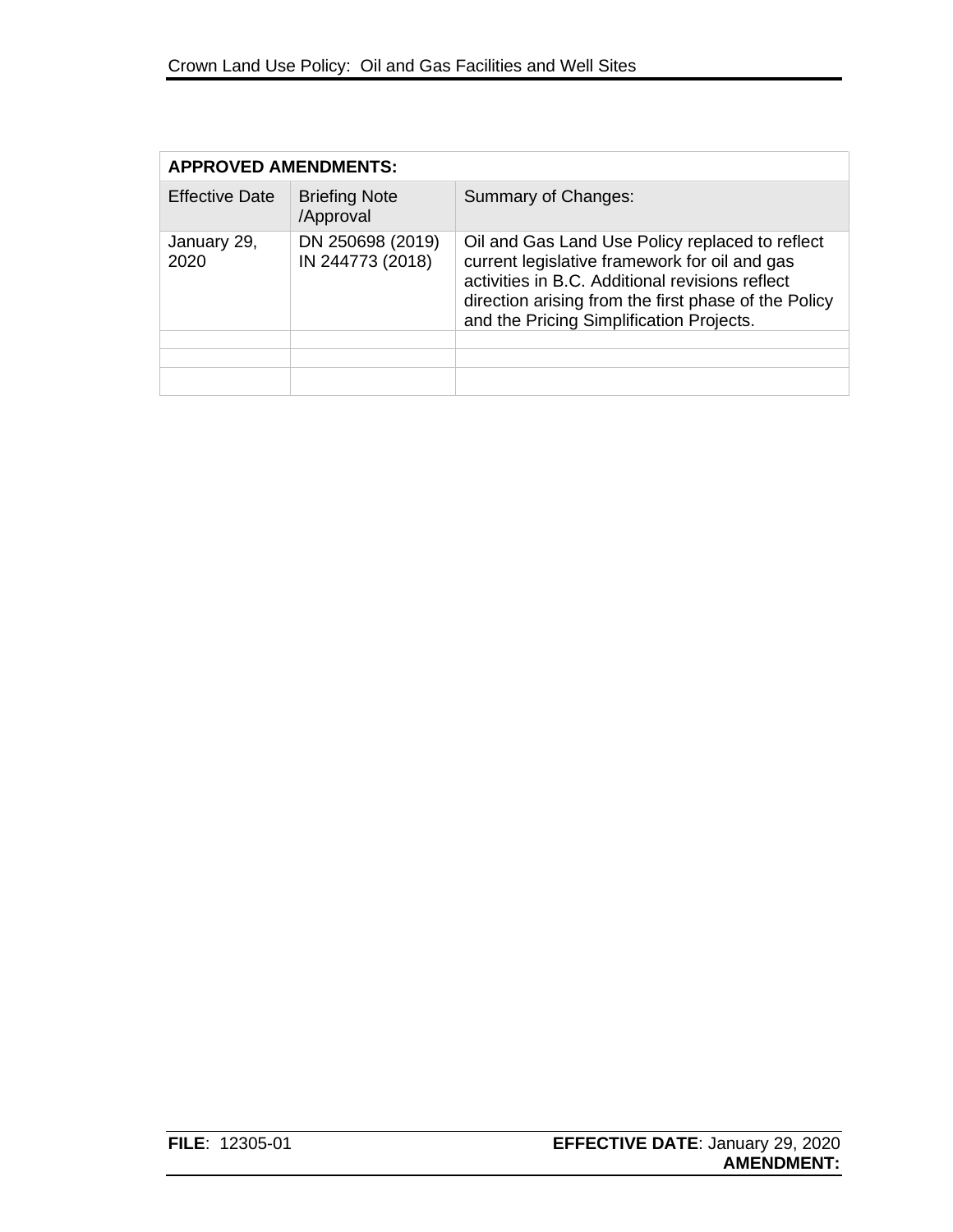| APPROVED AMENDMENTS: | | |
|---|---|---|
| Effective Date | Briefing Note /Approval | Summary of Changes: |
| January 29, 2020 | DN 250698 (2019) IN 244773 (2018) | Oil and Gas Land Use Policy replaced to reflect current legislative framework for oil and gas activities in B.C. Additional revisions reflect direction arising from the first phase of the Policy and the Pricing Simplification Projects. |
| | | |
| | | |
| | | |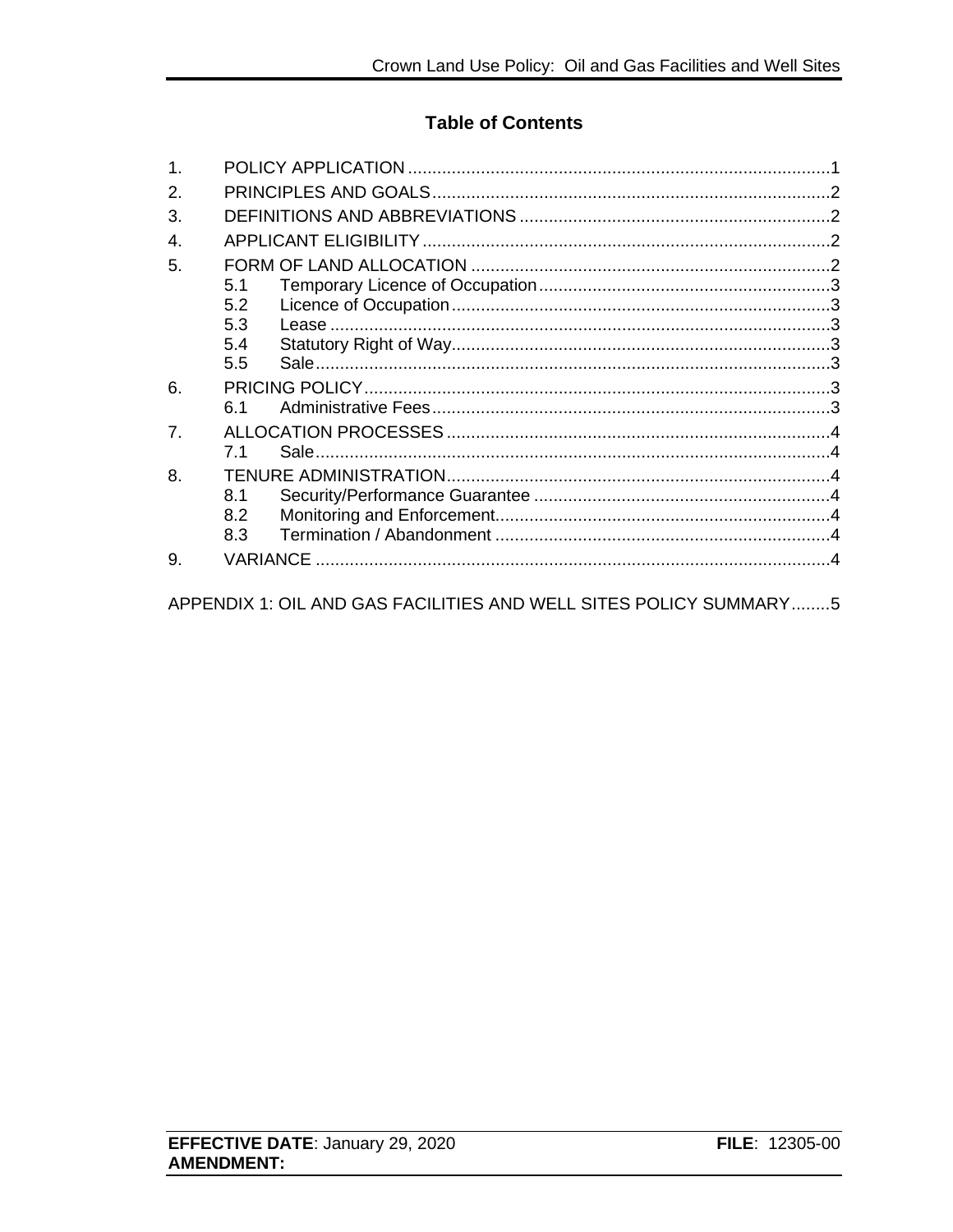## Table of Contents

1. POLICY APPLICATION ....................................................................................... 1
2. PRINCIPLES AND GOALS .................................................................................. 2
3. DEFINITIONS AND ABBREVIATIONS ................................................................ 2
4. APPLICANT ELIGIBILITY .................................................................................... 2
5. FORM OF LAND ALLOCATION .......................................................................... 2
   - 5.1 Temporary Licence of Occupation ............................................................ 3
   - 5.2 Licence of Occupation .............................................................................. 3
   - 5.3 Lease ....................................................................................................... 3
   - 5.4 Statutory Right of Way .............................................................................. 3
   - 5.5 Sale .......................................................................................................... 3
6. PRICING POLICY ................................................................................................ 3
   - 6.1 Administrative Fees .................................................................................. 3
7. ALLOCATION PROCESSES ............................................................................... 4
   - 7.1 Sale .......................................................................................................... 4
8. TENURE ADMINISTRATION ............................................................................... 4
   - 8.1 Security/Performance Guarantee ............................................................. 4
   - 8.2 Monitoring and Enforcement ..................................................................... 4
   - 8.3 Termination / Abandonment ..................................................................... 4
9. VARIANCE .......................................................................................................... 4

APPENDIX 1: OIL AND GAS FACILITIES AND WELL SITES POLICY SUMMARY ........ 5

**EFFECTIVE DATE**: January 29, 2020 **FILE**: 12305-00
**AMENDMENT:**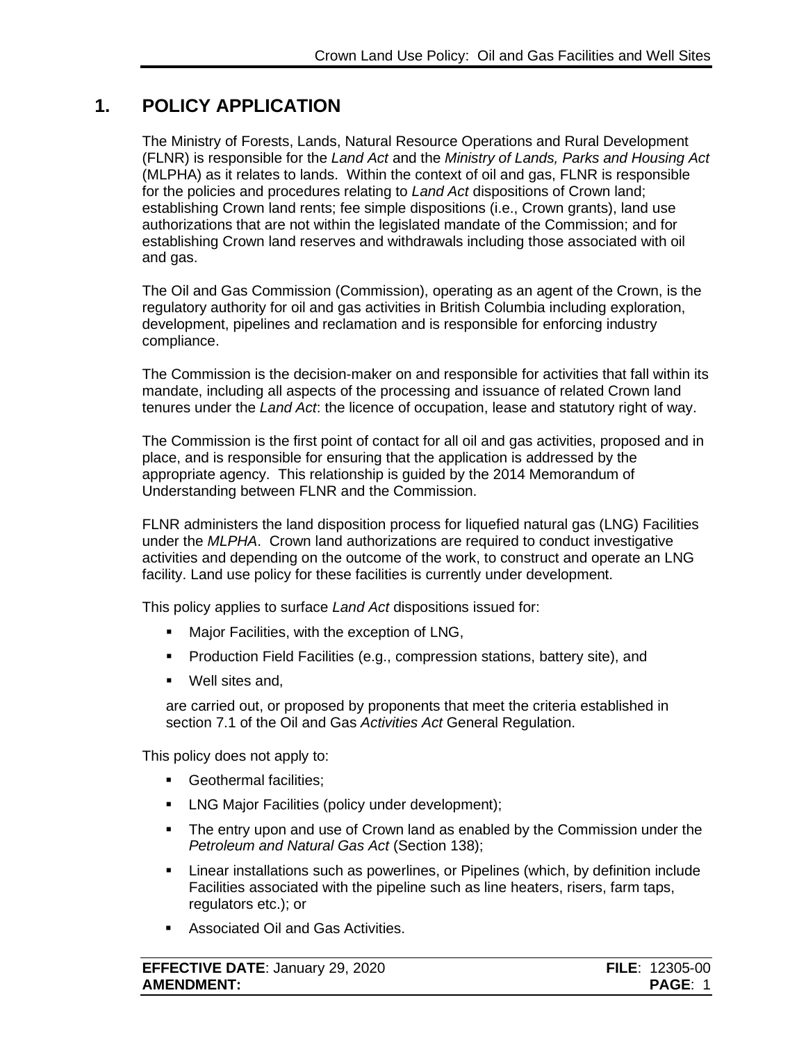# 1. POLICY APPLICATION

The Ministry of Forests, Lands, Natural Resource Operations and Rural Development (FLNR) is responsible for the *Land Act* and the *Ministry of Lands, Parks and Housing Act* (MLPHA) as it relates to lands. Within the context of oil and gas, FLNR is responsible for the policies and procedures relating to *Land Act* dispositions of Crown land; establishing Crown land rents; fee simple dispositions (i.e., Crown grants), land use authorizations that are not within the legislated mandate of the Commission; and for establishing Crown land reserves and withdrawals including those associated with oil and gas.

The Oil and Gas Commission (Commission), operating as an agent of the Crown, is the regulatory authority for oil and gas activities in British Columbia including exploration, development, pipelines and reclamation and is responsible for enforcing industry compliance.

The Commission is the decision-maker on and responsible for activities that fall within its mandate, including all aspects of the processing and issuance of related Crown land tenures under the *Land Act*: the licence of occupation, lease and statutory right of way.

The Commission is the first point of contact for all oil and gas activities, proposed and in place, and is responsible for ensuring that the application is addressed by the appropriate agency. This relationship is guided by the 2014 Memorandum of Understanding between FLNR and the Commission.

FLNR administers the land disposition process for liquefied natural gas (LNG) Facilities under the *MLPHA*. Crown land authorizations are required to conduct investigative activities and depending on the outcome of the work, to construct and operate an LNG facility. Land use policy for these facilities is currently under development.

This policy applies to surface *Land Act* dispositions issued for:

- Major Facilities, with the exception of LNG,
- Production Field Facilities (e.g., compression stations, battery site), and
- Well sites and,

are carried out, or proposed by proponents that meet the criteria established in section 7.1 of the Oil and Gas *Activities Act* General Regulation.

This policy does not apply to:

- Geothermal facilities;
- LNG Major Facilities (policy under development);
- The entry upon and use of Crown land as enabled by the Commission under the *Petroleum and Natural Gas Act* (Section 138);
- Linear installations such as powerlines, or Pipelines (which, by definition include Facilities associated with the pipeline such as line heaters, risers, farm taps, regulators etc.); or
- Associated Oil and Gas Activities.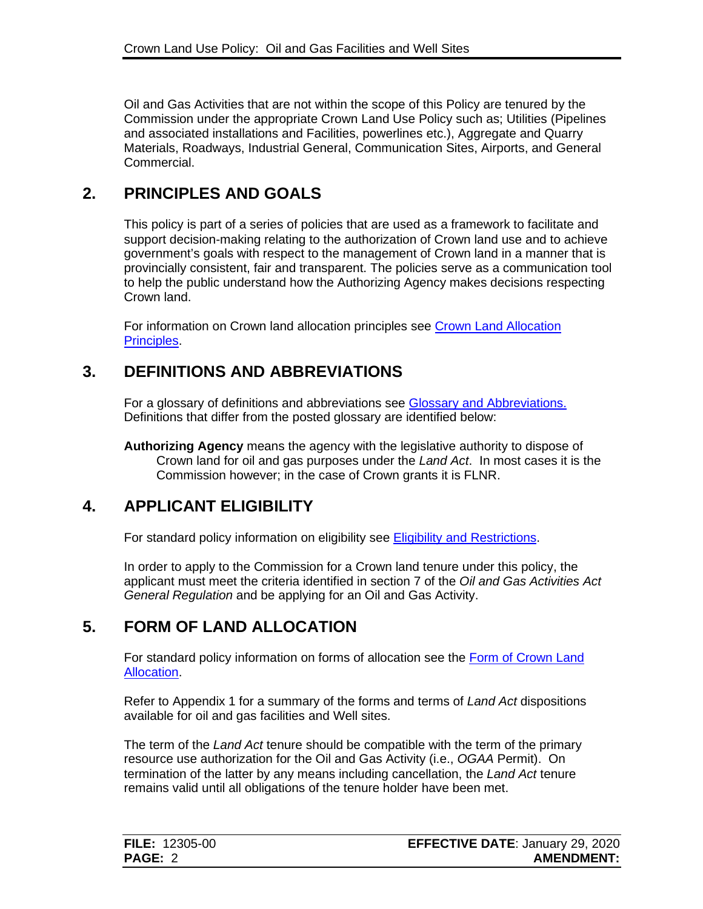Oil and Gas Activities that are not within the scope of this Policy are tenured by the Commission under the appropriate Crown Land Use Policy such as; Utilities (Pipelines and associated installations and Facilities, powerlines etc.), Aggregate and Quarry Materials, Roadways, Industrial General, Communication Sites, Airports, and General Commercial.

## 2. PRINCIPLES AND GOALS

This policy is part of a series of policies that are used as a framework to facilitate and support decision-making relating to the authorization of Crown land use and to achieve government's goals with respect to the management of Crown land in a manner that is provincially consistent, fair and transparent. The policies serve as a communication tool to help the public understand how the Authorizing Agency makes decisions respecting Crown land.

For information on Crown land allocation principles see Crown Land Allocation Principles.

## 3. DEFINITIONS AND ABBREVIATIONS

For a glossary of definitions and abbreviations see Glossary and Abbreviations. Definitions that differ from the posted glossary are identified below:

**Authorizing Agency** means the agency with the legislative authority to dispose of Crown land for oil and gas purposes under the *Land Act*. In most cases it is the Commission however; in the case of Crown grants it is FLNR.

## 4. APPLICANT ELIGIBILITY

For standard policy information on eligibility see Eligibility and Restrictions.

In order to apply to the Commission for a Crown land tenure under this policy, the applicant must meet the criteria identified in section 7 of the *Oil and Gas Activities Act General Regulation* and be applying for an Oil and Gas Activity.

## 5. FORM OF LAND ALLOCATION

For standard policy information on forms of allocation see the Form of Crown Land Allocation.

Refer to Appendix 1 for a summary of the forms and terms of *Land Act* dispositions available for oil and gas facilities and Well sites.

The term of the *Land Act* tenure should be compatible with the term of the primary resource use authorization for the Oil and Gas Activity (i.e., *OGAA* Permit). On termination of the latter by any means including cancellation, the *Land Act* tenure remains valid until all obligations of the tenure holder have been met.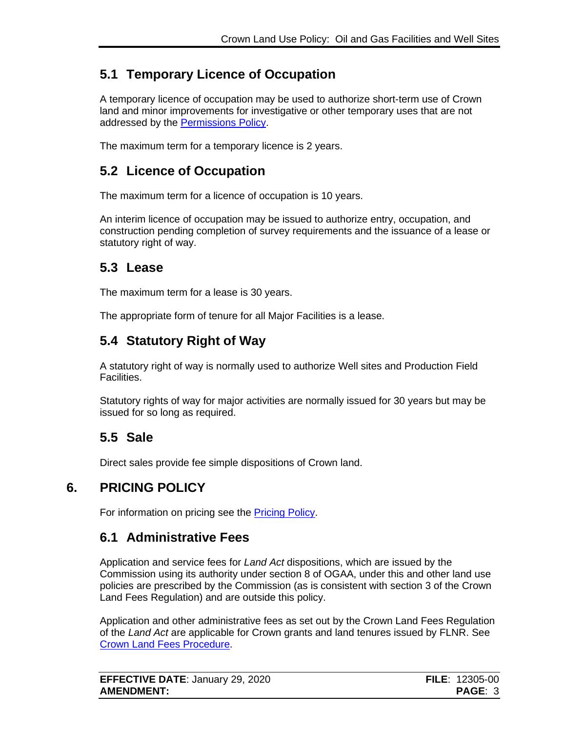## 5.1 Temporary Licence of Occupation

A temporary licence of occupation may be used to authorize short-term use of Crown land and minor improvements for investigative or other temporary uses that are not addressed by the [Permissions Policy](Permissions Policy).

The maximum term for a temporary licence is 2 years.

## 5.2 Licence of Occupation

The maximum term for a licence of occupation is 10 years.

An interim licence of occupation may be issued to authorize entry, occupation, and construction pending completion of survey requirements and the issuance of a lease or statutory right of way.

## 5.3 Lease

The maximum term for a lease is 30 years.

The appropriate form of tenure for all Major Facilities is a lease.

## 5.4 Statutory Right of Way

A statutory right of way is normally used to authorize Well sites and Production Field Facilities.

Statutory rights of way for major activities are normally issued for 30 years but may be issued for so long as required.

## 5.5 Sale

Direct sales provide fee simple dispositions of Crown land.

# 6. PRICING POLICY

For information on pricing see the [Pricing Policy](Pricing Policy).

## 6.1 Administrative Fees

Application and service fees for *Land Act* dispositions, which are issued by the Commission using its authority under section 8 of OGAA, under this and other land use policies are prescribed by the Commission (as is consistent with section 3 of the Crown Land Fees Regulation) and are outside this policy.

Application and other administrative fees as set out by the Crown Land Fees Regulation of the *Land Act* are applicable for Crown grants and land tenures issued by FLNR. See [Crown Land Fees Procedure](Crown Land Fees Procedure).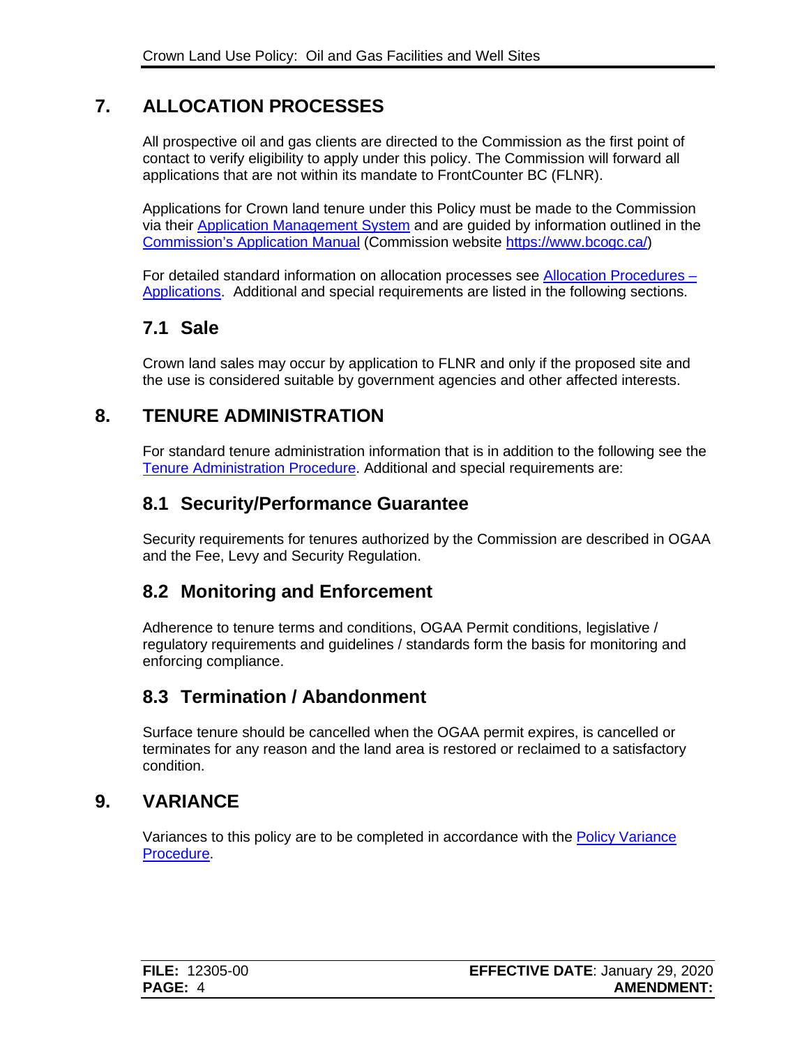## 7. ALLOCATION PROCESSES

All prospective oil and gas clients are directed to the Commission as the first point of contact to verify eligibility to apply under this policy. The Commission will forward all applications that are not within its mandate to FrontCounter BC (FLNR).

Applications for Crown land tenure under this Policy must be made to the Commission via their Application Management System and are guided by information outlined in the Commission's Application Manual (Commission website https://www.bcogc.ca/)

For detailed standard information on allocation processes see Allocation Procedures – Applications. Additional and special requirements are listed in the following sections.

### 7.1 Sale

Crown land sales may occur by application to FLNR and only if the proposed site and the use is considered suitable by government agencies and other affected interests.

## 8. TENURE ADMINISTRATION

For standard tenure administration information that is in addition to the following see the Tenure Administration Procedure. Additional and special requirements are:

### 8.1 Security/Performance Guarantee

Security requirements for tenures authorized by the Commission are described in OGAA and the Fee, Levy and Security Regulation.

### 8.2 Monitoring and Enforcement

Adherence to tenure terms and conditions, OGAA Permit conditions, legislative / regulatory requirements and guidelines / standards form the basis for monitoring and enforcing compliance.

### 8.3 Termination / Abandonment

Surface tenure should be cancelled when the OGAA permit expires, is cancelled or terminates for any reason and the land area is restored or reclaimed to a satisfactory condition.

## 9. VARIANCE

Variances to this policy are to be completed in accordance with the Policy Variance Procedure.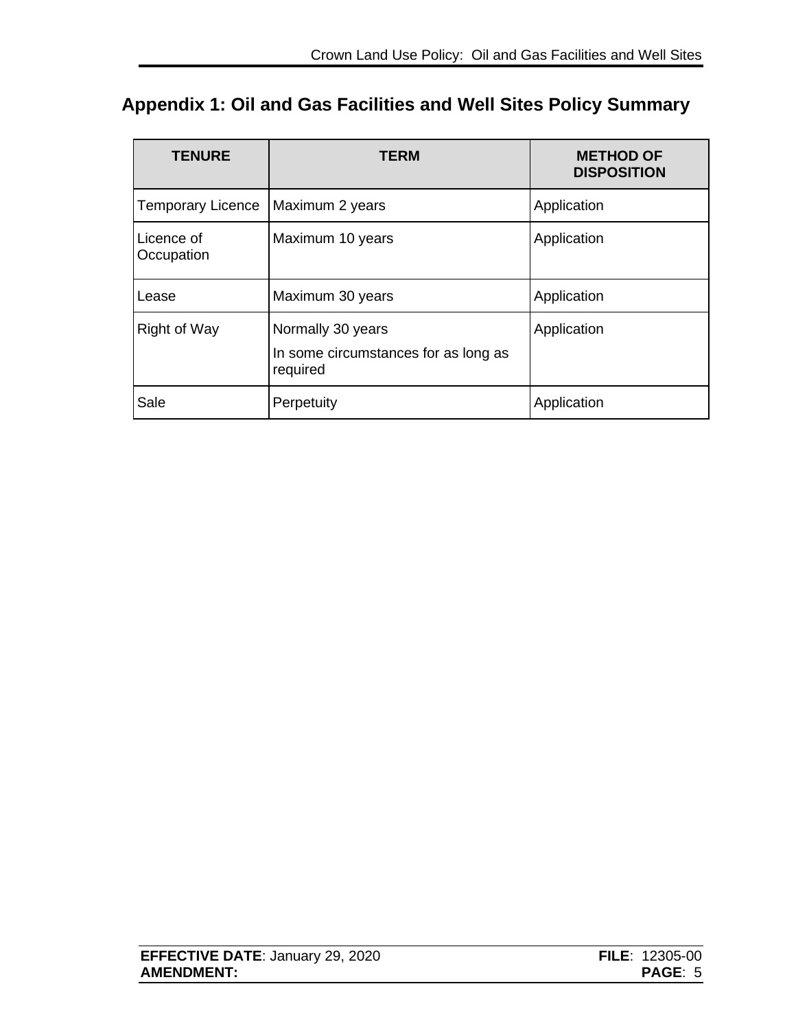## Appendix 1: Oil and Gas Facilities and Well Sites Policy Summary

| TENURE | TERM | METHOD OF DISPOSITION |
|---|---|---|
| Temporary Licence | Maximum 2 years | Application |
| Licence of Occupation | Maximum 10 years | Application |
| Lease | Maximum 30 years | Application |
| Right of Way | Normally 30 years<br><br>In some circumstances for as long as required | Application |
| Sale | Perpetuity | Application |

**EFFECTIVE DATE**: January 29, 2020
**AMENDMENT:**

**FILE**: 12305-00